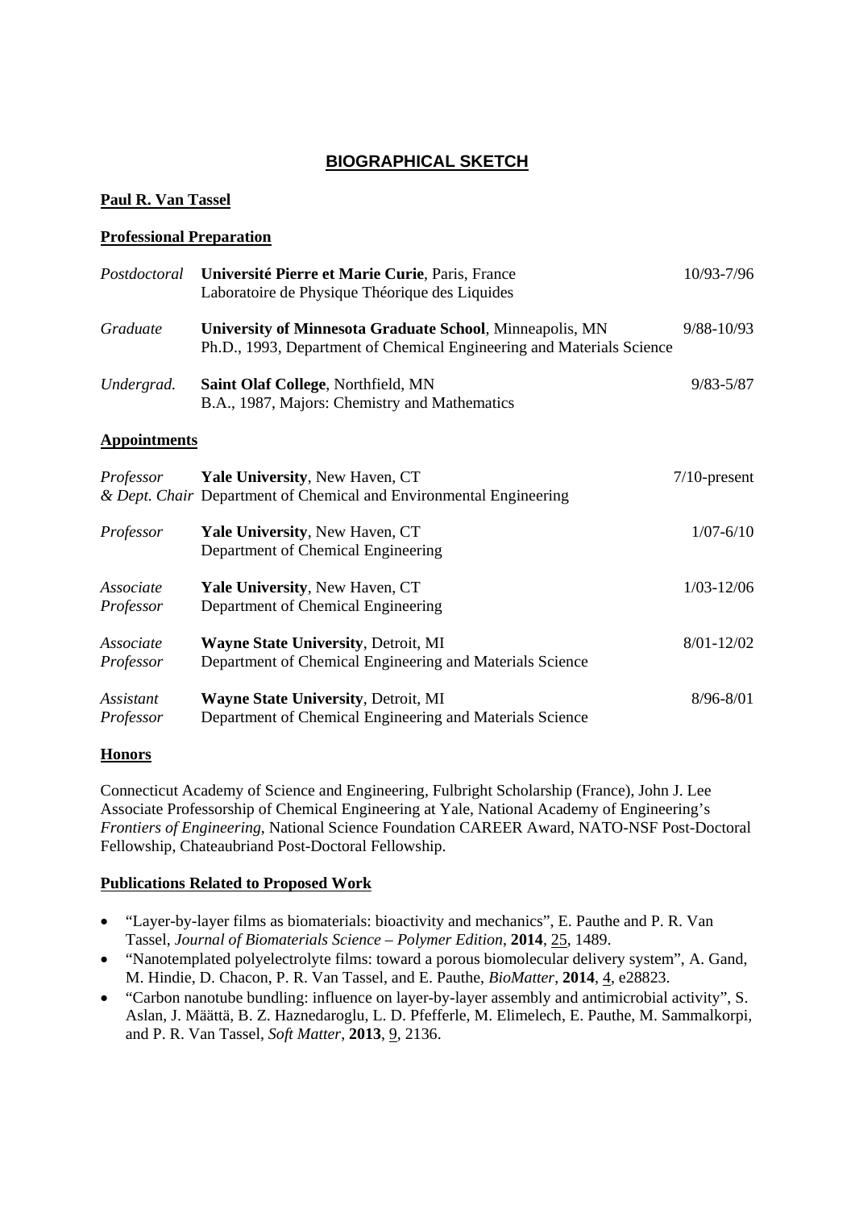# BIOGRAPHICAL SKETCH

## Paul R. Van Tassel

### Professional Preparation

| | | |
|---|---|---|
| *Postdoctoral* | **Université Pierre et Marie Curie**, Paris, France<br>Laboratoire de Physique Théorique des Liquides | 10/93-7/96 |
| *Graduate* | **University of Minnesota Graduate School**, Minneapolis, MN<br>Ph.D., 1993, Department of Chemical Engineering and Materials Science | 9/88-10/93 |
| *Undergrad.* | **Saint Olaf College**, Northfield, MN<br>B.A., 1987, Majors: Chemistry and Mathematics | 9/83-5/87 |

### Appointments

| | | |
|---|---|---|
| *Professor & Dept. Chair* | **Yale University**, New Haven, CT<br>Department of Chemical and Environmental Engineering | 7/10-present |
| *Professor* | **Yale University**, New Haven, CT<br>Department of Chemical Engineering | 1/07-6/10 |
| *Associate Professor* | **Yale University**, New Haven, CT<br>Department of Chemical Engineering | 1/03-12/06 |
| *Associate Professor* | **Wayne State University**, Detroit, MI<br>Department of Chemical Engineering and Materials Science | 8/01-12/02 |
| *Assistant Professor* | **Wayne State University**, Detroit, MI<br>Department of Chemical Engineering and Materials Science | 8/96-8/01 |

### Honors

Connecticut Academy of Science and Engineering, Fulbright Scholarship (France), John J. Lee Associate Professorship of Chemical Engineering at Yale, National Academy of Engineering's *Frontiers of Engineering*, National Science Foundation CAREER Award, NATO-NSF Post-Doctoral Fellowship, Chateaubriand Post-Doctoral Fellowship.

### Publications Related to Proposed Work

- "Layer-by-layer films as biomaterials: bioactivity and mechanics", E. Pauthe and P. R. Van Tassel, *Journal of Biomaterials Science – Polymer Edition*, **2014**, 25, 1489.
- "Nanotemplated polyelectrolyte films: toward a porous biomolecular delivery system", A. Gand, M. Hindie, D. Chacon, P. R. Van Tassel, and E. Pauthe, *BioMatter*, **2014**, 4, e28823.
- "Carbon nanotube bundling: influence on layer-by-layer assembly and antimicrobial activity", S. Aslan, J. Määttä, B. Z. Haznedaroglu, L. D. Pfefferle, M. Elimelech, E. Pauthe, M. Sammalkorpi, and P. R. Van Tassel, *Soft Matter*, **2013**, 9, 2136.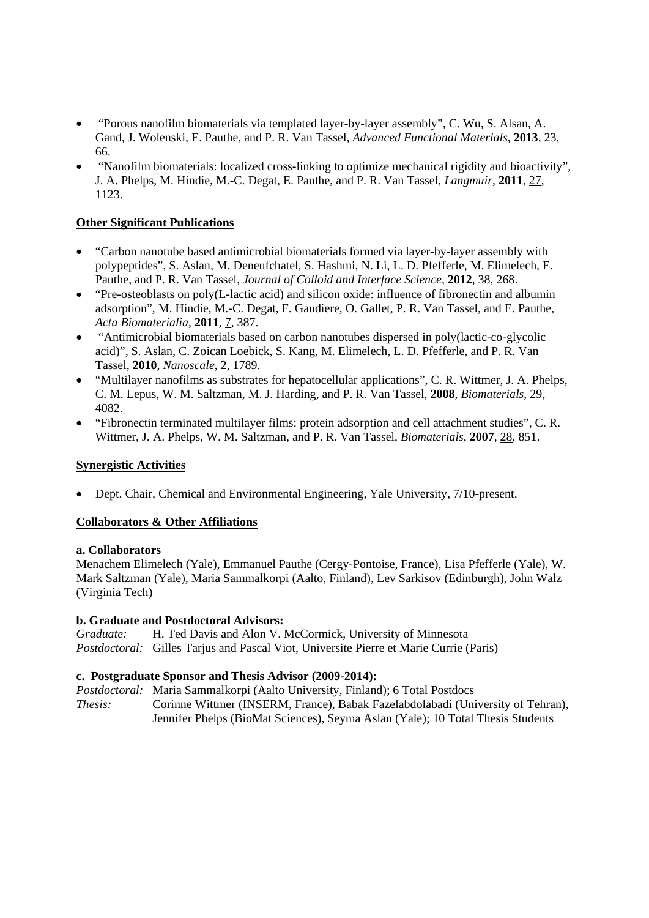- "Porous nanofilm biomaterials via templated layer-by-layer assembly", C. Wu, S. Alsan, A. Gand, J. Wolenski, E. Pauthe, and P. R. Van Tassel, *Advanced Functional Materials*, **2013**, 23, 66.
- "Nanofilm biomaterials: localized cross-linking to optimize mechanical rigidity and bioactivity", J. A. Phelps, M. Hindie, M.-C. Degat, E. Pauthe, and P. R. Van Tassel, *Langmuir*, **2011**, 27, 1123.

**Other Significant Publications**

- "Carbon nanotube based antimicrobial biomaterials formed via layer-by-layer assembly with polypeptides", S. Aslan, M. Deneufchatel, S. Hashmi, N. Li, L. D. Pfefferle, M. Elimelech, E. Pauthe, and P. R. Van Tassel, *Journal of Colloid and Interface Science*, **2012**, 38, 268.
- "Pre-osteoblasts on poly(L-lactic acid) and silicon oxide: influence of fibronectin and albumin adsorption", M. Hindie, M.-C. Degat, F. Gaudiere, O. Gallet, P. R. Van Tassel, and E. Pauthe, *Acta Biomaterialia*, **2011**, 7, 387.
- "Antimicrobial biomaterials based on carbon nanotubes dispersed in poly(lactic-co-glycolic acid)", S. Aslan, C. Zoican Loebick, S. Kang, M. Elimelech, L. D. Pfefferle, and P. R. Van Tassel, **2010**, *Nanoscale*, 2, 1789.
- "Multilayer nanofilms as substrates for hepatocellular applications", C. R. Wittmer, J. A. Phelps, C. M. Lepus, W. M. Saltzman, M. J. Harding, and P. R. Van Tassel, **2008**, *Biomaterials*, 29, 4082.
- "Fibronectin terminated multilayer films: protein adsorption and cell attachment studies", C. R. Wittmer, J. A. Phelps, W. M. Saltzman, and P. R. Van Tassel, *Biomaterials*, **2007**, 28, 851.

**Synergistic Activities**

- Dept. Chair, Chemical and Environmental Engineering, Yale University, 7/10-present.

**Collaborators & Other Affiliations**

**a. Collaborators**

Menachem Elimelech (Yale), Emmanuel Pauthe (Cergy-Pontoise, France), Lisa Pfefferle (Yale), W. Mark Saltzman (Yale), Maria Sammalkorpi (Aalto, Finland), Lev Sarkisov (Edinburgh), John Walz (Virginia Tech)

**b. Graduate and Postdoctoral Advisors:**

*Graduate:* H. Ted Davis and Alon V. McCormick, University of Minnesota
*Postdoctoral:* Gilles Tarjus and Pascal Viot, Universite Pierre et Marie Currie (Paris)

**c. Postgraduate Sponsor and Thesis Advisor (2009-2014):**

*Postdoctoral:* Maria Sammalkorpi (Aalto University, Finland); 6 Total Postdocs
*Thesis:* Corinne Wittmer (INSERM, France), Babak Fazelabdolabadi (University of Tehran), Jennifer Phelps (BioMat Sciences), Seyma Aslan (Yale); 10 Total Thesis Students